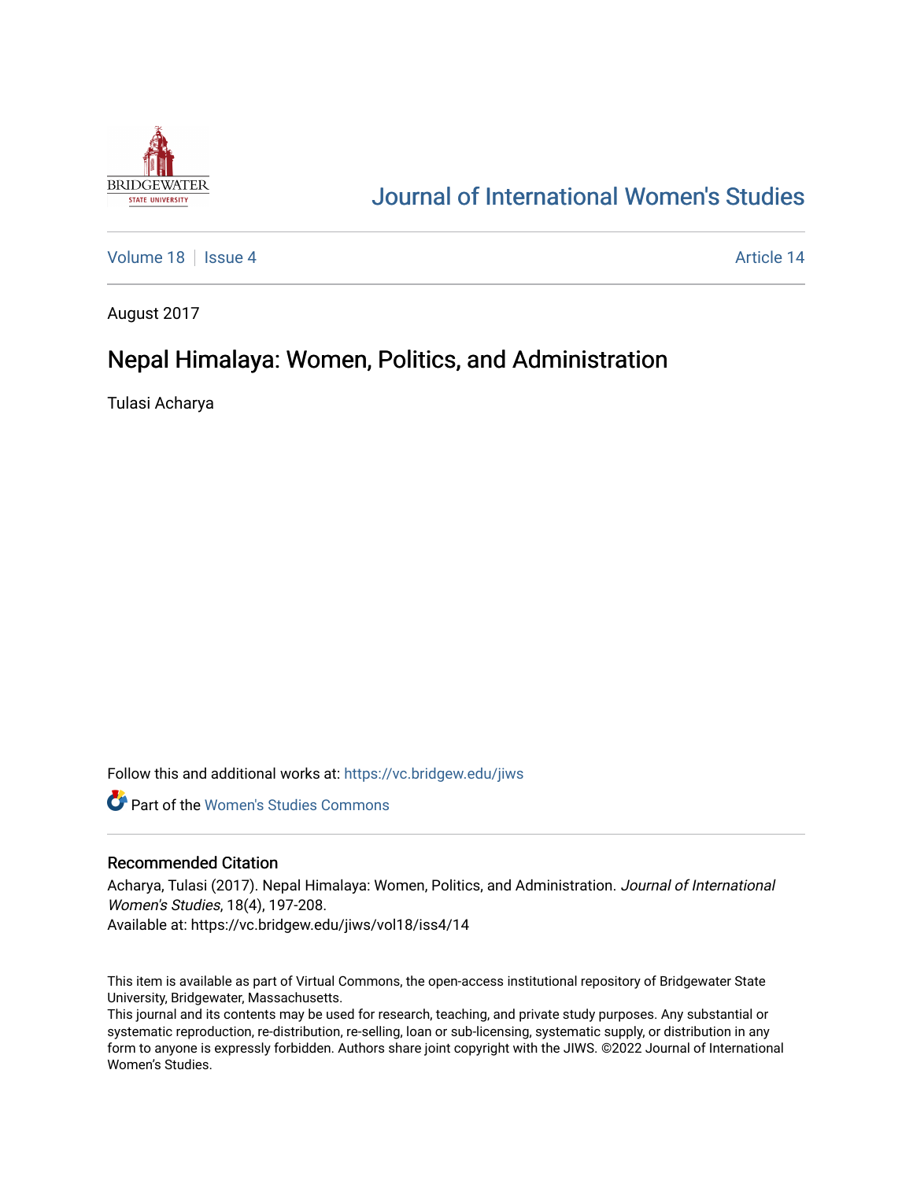# Journal of International Women's Studies

Volume 18 | Issue 4 | Article 14

August 2017

## Nepal Himalaya: Women, Politics, and Administration

Tulasi Acharya

Follow this and additional works at: https://vc.bridgew.edu/jiws

Part of the Women's Studies Commons

### Recommended Citation

Acharya, Tulasi (2017). Nepal Himalaya: Women, Politics, and Administration. *Journal of International Women's Studies*, 18(4), 197-208.
Available at: https://vc.bridgew.edu/jiws/vol18/iss4/14

This item is available as part of Virtual Commons, the open-access institutional repository of Bridgewater State University, Bridgewater, Massachusetts.
This journal and its contents may be used for research, teaching, and private study purposes. Any substantial or systematic reproduction, re-distribution, re-selling, loan or sub-licensing, systematic supply, or distribution in any form to anyone is expressly forbidden. Authors share joint copyright with the JIWS. ©2022 Journal of International Women's Studies.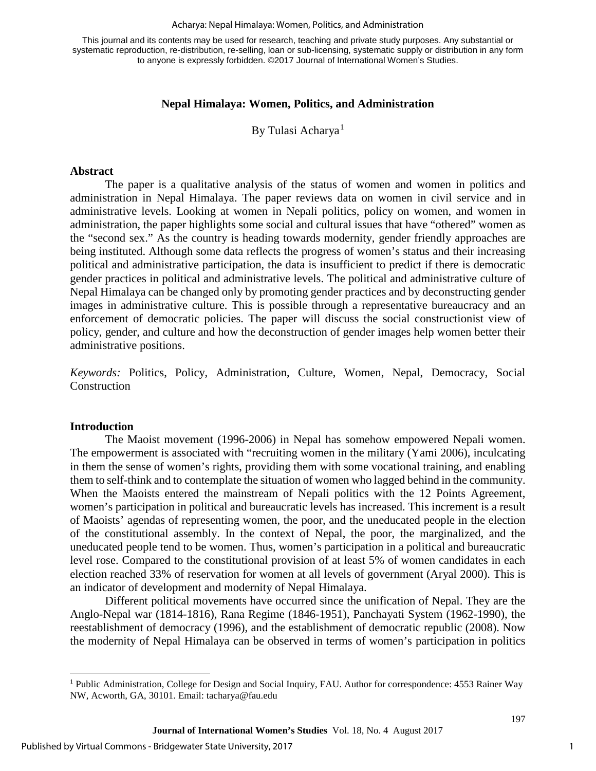This journal and its contents may be used for research, teaching and private study purposes. Any substantial or systematic reproduction, re-distribution, re-selling, loan or sub-licensing, systematic supply or distribution in any form to anyone is expressly forbidden. ©2017 Journal of International Women's Studies.

## Nepal Himalaya: Women, Politics, and Administration

By Tulasi Acharya[1]

### Abstract

The paper is a qualitative analysis of the status of women and women in politics and administration in Nepal Himalaya. The paper reviews data on women in civil service and in administrative levels. Looking at women in Nepali politics, policy on women, and women in administration, the paper highlights some social and cultural issues that have "othered" women as the "second sex." As the country is heading towards modernity, gender friendly approaches are being instituted. Although some data reflects the progress of women's status and their increasing political and administrative participation, the data is insufficient to predict if there is democratic gender practices in political and administrative levels. The political and administrative culture of Nepal Himalaya can be changed only by promoting gender practices and by deconstructing gender images in administrative culture. This is possible through a representative bureaucracy and an enforcement of democratic policies. The paper will discuss the social constructionist view of policy, gender, and culture and how the deconstruction of gender images help women better their administrative positions.

*Keywords:* Politics, Policy, Administration, Culture, Women, Nepal, Democracy, Social Construction

### Introduction

The Maoist movement (1996-2006) in Nepal has somehow empowered Nepali women. The empowerment is associated with "recruiting women in the military (Yami 2006), inculcating in them the sense of women's rights, providing them with some vocational training, and enabling them to self-think and to contemplate the situation of women who lagged behind in the community. When the Maoists entered the mainstream of Nepali politics with the 12 Points Agreement, women's participation in political and bureaucratic levels has increased. This increment is a result of Maoists' agendas of representing women, the poor, and the uneducated people in the election of the constitutional assembly. In the context of Nepal, the poor, the marginalized, and the uneducated people tend to be women. Thus, women's participation in a political and bureaucratic level rose. Compared to the constitutional provision of at least 5% of women candidates in each election reached 33% of reservation for women at all levels of government (Aryal 2000). This is an indicator of development and modernity of Nepal Himalaya.

Different political movements have occurred since the unification of Nepal. They are the Anglo-Nepal war (1814-1816), Rana Regime (1846-1951), Panchayati System (1962-1990), the reestablishment of democracy (1996), and the establishment of democratic republic (2008). Now the modernity of Nepal Himalaya can be observed in terms of women's participation in politics

[1] Public Administration, College for Design and Social Inquiry, FAU. Author for correspondence: 4553 Rainer Way NW, Acworth, GA, 30101. Email: tacharya@fau.edu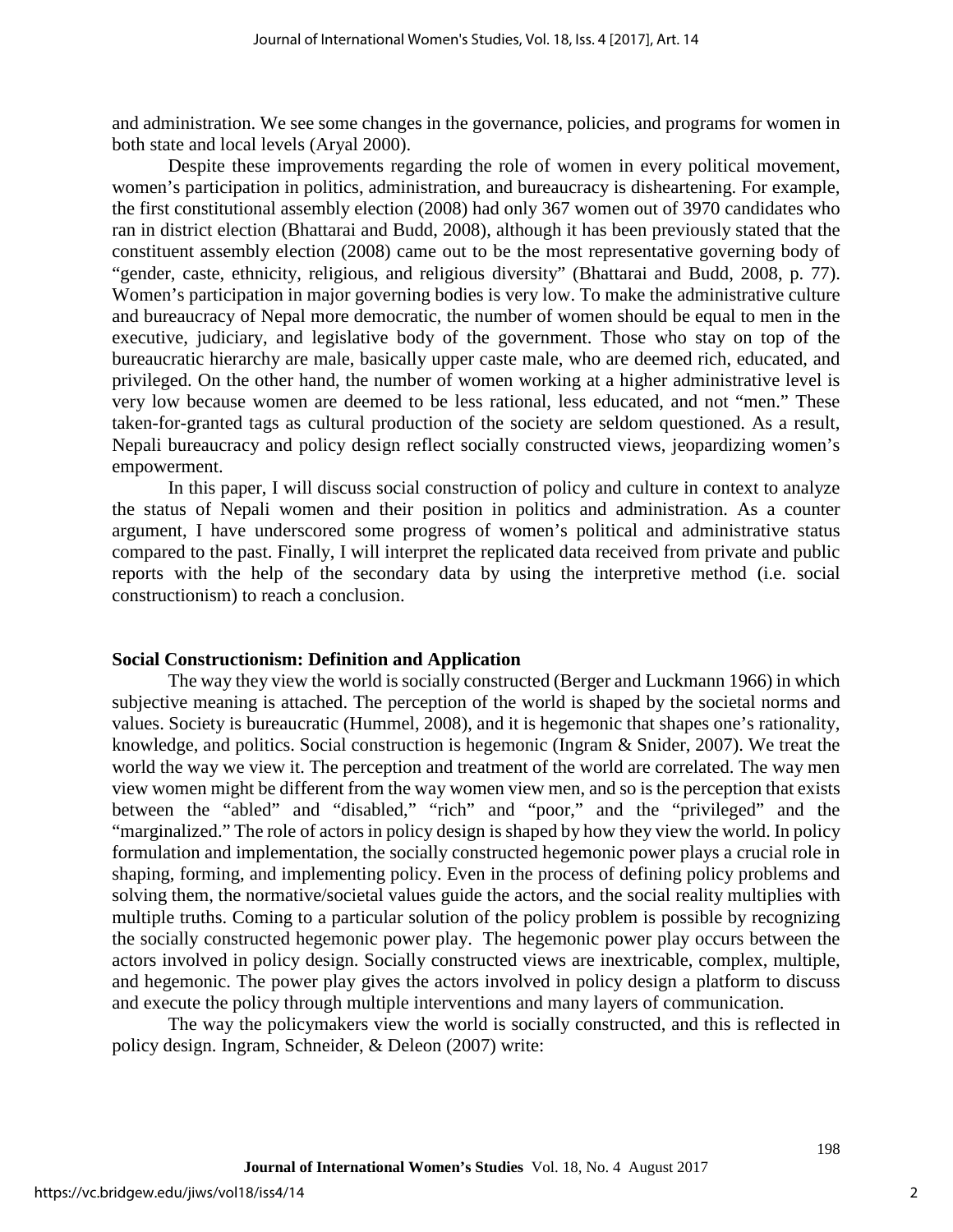and administration. We see some changes in the governance, policies, and programs for women in both state and local levels (Aryal 2000).

Despite these improvements regarding the role of women in every political movement, women's participation in politics, administration, and bureaucracy is disheartening. For example, the first constitutional assembly election (2008) had only 367 women out of 3970 candidates who ran in district election (Bhattarai and Budd, 2008), although it has been previously stated that the constituent assembly election (2008) came out to be the most representative governing body of "gender, caste, ethnicity, religious, and religious diversity" (Bhattarai and Budd, 2008, p. 77). Women's participation in major governing bodies is very low. To make the administrative culture and bureaucracy of Nepal more democratic, the number of women should be equal to men in the executive, judiciary, and legislative body of the government. Those who stay on top of the bureaucratic hierarchy are male, basically upper caste male, who are deemed rich, educated, and privileged. On the other hand, the number of women working at a higher administrative level is very low because women are deemed to be less rational, less educated, and not "men." These taken-for-granted tags as cultural production of the society are seldom questioned. As a result, Nepali bureaucracy and policy design reflect socially constructed views, jeopardizing women's empowerment.

In this paper, I will discuss social construction of policy and culture in context to analyze the status of Nepali women and their position in politics and administration. As a counter argument, I have underscored some progress of women's political and administrative status compared to the past. Finally, I will interpret the replicated data received from private and public reports with the help of the secondary data by using the interpretive method (i.e. social constructionism) to reach a conclusion.

## Social Constructionism: Definition and Application

The way they view the world is socially constructed (Berger and Luckmann 1966) in which subjective meaning is attached. The perception of the world is shaped by the societal norms and values. Society is bureaucratic (Hummel, 2008), and it is hegemonic that shapes one's rationality, knowledge, and politics. Social construction is hegemonic (Ingram & Snider, 2007). We treat the world the way we view it. The perception and treatment of the world are correlated. The way men view women might be different from the way women view men, and so is the perception that exists between the "abled" and "disabled," "rich" and "poor," and the "privileged" and the "marginalized." The role of actors in policy design is shaped by how they view the world. In policy formulation and implementation, the socially constructed hegemonic power plays a crucial role in shaping, forming, and implementing policy. Even in the process of defining policy problems and solving them, the normative/societal values guide the actors, and the social reality multiplies with multiple truths. Coming to a particular solution of the policy problem is possible by recognizing the socially constructed hegemonic power play. The hegemonic power play occurs between the actors involved in policy design. Socially constructed views are inextricable, complex, multiple, and hegemonic. The power play gives the actors involved in policy design a platform to discuss and execute the policy through multiple interventions and many layers of communication.

The way the policymakers view the world is socially constructed, and this is reflected in policy design. Ingram, Schneider, & Deleon (2007) write: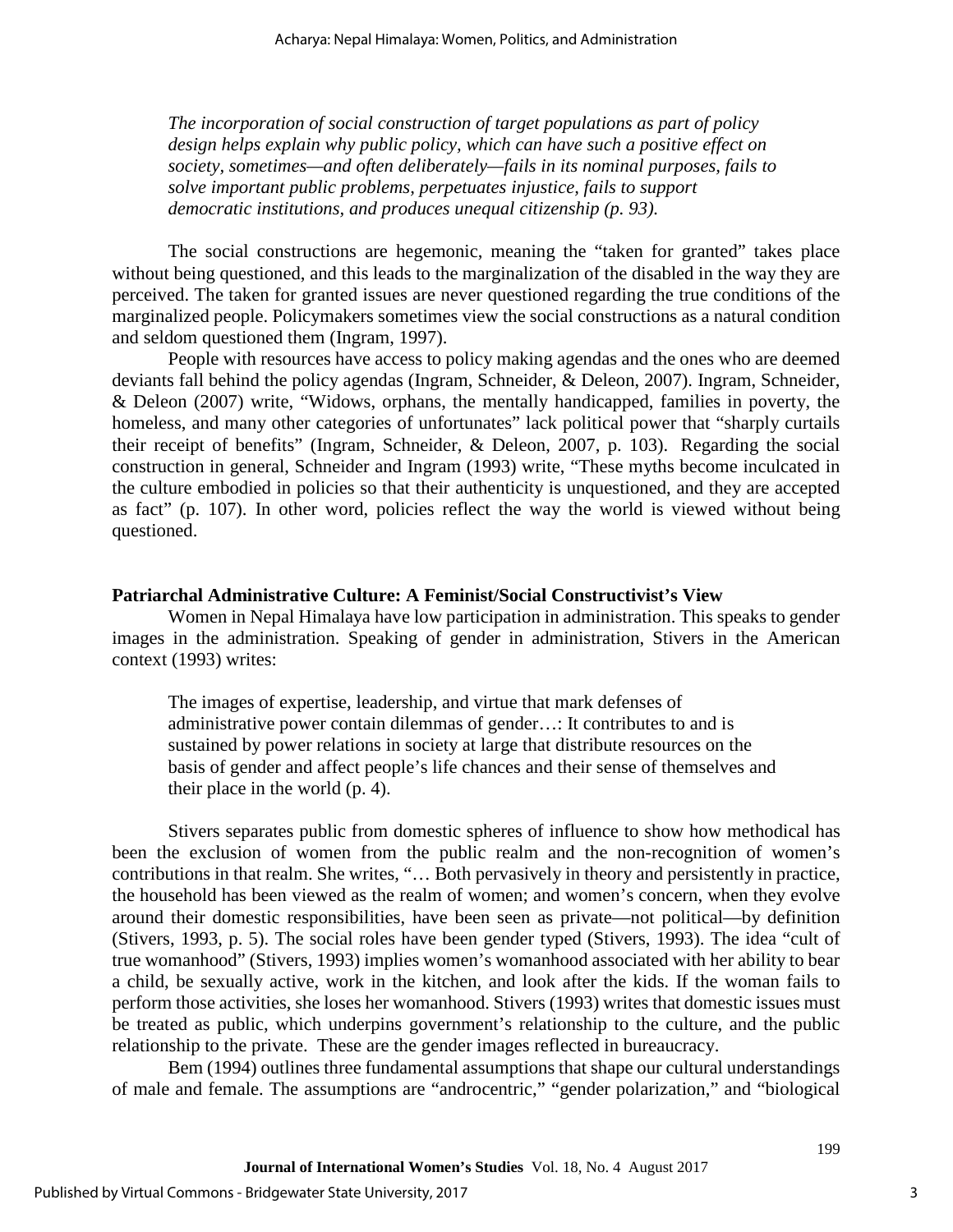*The incorporation of social construction of target populations as part of policy design helps explain why public policy, which can have such a positive effect on society, sometimes—and often deliberately—fails in its nominal purposes, fails to solve important public problems, perpetuates injustice, fails to support democratic institutions, and produces unequal citizenship (p. 93).*

The social constructions are hegemonic, meaning the "taken for granted" takes place without being questioned, and this leads to the marginalization of the disabled in the way they are perceived. The taken for granted issues are never questioned regarding the true conditions of the marginalized people. Policymakers sometimes view the social constructions as a natural condition and seldom questioned them (Ingram, 1997).

People with resources have access to policy making agendas and the ones who are deemed deviants fall behind the policy agendas (Ingram, Schneider, & Deleon, 2007). Ingram, Schneider, & Deleon (2007) write, "Widows, orphans, the mentally handicapped, families in poverty, the homeless, and many other categories of unfortunates" lack political power that "sharply curtails their receipt of benefits" (Ingram, Schneider, & Deleon, 2007, p. 103). Regarding the social construction in general, Schneider and Ingram (1993) write, "These myths become inculcated in the culture embodied in policies so that their authenticity is unquestioned, and they are accepted as fact" (p. 107). In other word, policies reflect the way the world is viewed without being questioned.

### Patriarchal Administrative Culture: A Feminist/Social Constructivist's View

Women in Nepal Himalaya have low participation in administration. This speaks to gender images in the administration. Speaking of gender in administration, Stivers in the American context (1993) writes:

> The images of expertise, leadership, and virtue that mark defenses of administrative power contain dilemmas of gender…: It contributes to and is sustained by power relations in society at large that distribute resources on the basis of gender and affect people's life chances and their sense of themselves and their place in the world (p. 4).

Stivers separates public from domestic spheres of influence to show how methodical has been the exclusion of women from the public realm and the non-recognition of women's contributions in that realm. She writes, "… Both pervasively in theory and persistently in practice, the household has been viewed as the realm of women; and women's concern, when they evolve around their domestic responsibilities, have been seen as private—not political—by definition (Stivers, 1993, p. 5). The social roles have been gender typed (Stivers, 1993). The idea "cult of true womanhood" (Stivers, 1993) implies women's womanhood associated with her ability to bear a child, be sexually active, work in the kitchen, and look after the kids. If the woman fails to perform those activities, she loses her womanhood. Stivers (1993) writes that domestic issues must be treated as public, which underpins government's relationship to the culture, and the public relationship to the private. These are the gender images reflected in bureaucracy.

Bem (1994) outlines three fundamental assumptions that shape our cultural understandings of male and female. The assumptions are "androcentric," "gender polarization," and "biological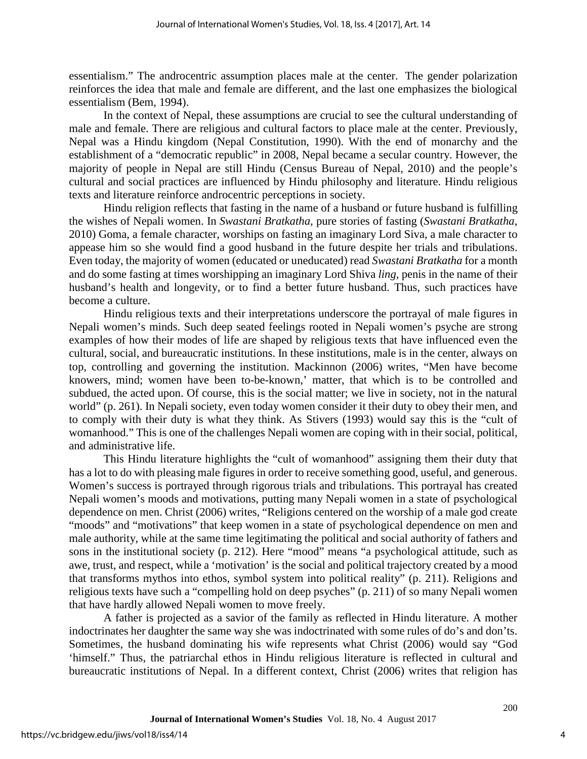essentialism." The androcentric assumption places male at the center. The gender polarization reinforces the idea that male and female are different, and the last one emphasizes the biological essentialism (Bem, 1994).

In the context of Nepal, these assumptions are crucial to see the cultural understanding of male and female. There are religious and cultural factors to place male at the center. Previously, Nepal was a Hindu kingdom (Nepal Constitution, 1990). With the end of monarchy and the establishment of a "democratic republic" in 2008, Nepal became a secular country. However, the majority of people in Nepal are still Hindu (Census Bureau of Nepal, 2010) and the people's cultural and social practices are influenced by Hindu philosophy and literature. Hindu religious texts and literature reinforce androcentric perceptions in society.

Hindu religion reflects that fasting in the name of a husband or future husband is fulfilling the wishes of Nepali women. In *Swastani Bratkatha*, pure stories of fasting (*Swastani Bratkatha*, 2010) Goma, a female character, worships on fasting an imaginary Lord Siva, a male character to appease him so she would find a good husband in the future despite her trials and tribulations. Even today, the majority of women (educated or uneducated) read *Swastani Bratkatha* for a month and do some fasting at times worshipping an imaginary Lord Shiva *ling*, penis in the name of their husband's health and longevity, or to find a better future husband. Thus, such practices have become a culture.

Hindu religious texts and their interpretations underscore the portrayal of male figures in Nepali women's minds. Such deep seated feelings rooted in Nepali women's psyche are strong examples of how their modes of life are shaped by religious texts that have influenced even the cultural, social, and bureaucratic institutions. In these institutions, male is in the center, always on top, controlling and governing the institution. Mackinnon (2006) writes, "Men have become knowers, mind; women have been to-be-known,' matter, that which is to be controlled and subdued, the acted upon. Of course, this is the social matter; we live in society, not in the natural world" (p. 261). In Nepali society, even today women consider it their duty to obey their men, and to comply with their duty is what they think. As Stivers (1993) would say this is the "cult of womanhood." This is one of the challenges Nepali women are coping with in their social, political, and administrative life.

This Hindu literature highlights the "cult of womanhood" assigning them their duty that has a lot to do with pleasing male figures in order to receive something good, useful, and generous. Women's success is portrayed through rigorous trials and tribulations. This portrayal has created Nepali women's moods and motivations, putting many Nepali women in a state of psychological dependence on men. Christ (2006) writes, "Religions centered on the worship of a male god create "moods" and "motivations" that keep women in a state of psychological dependence on men and male authority, while at the same time legitimating the political and social authority of fathers and sons in the institutional society (p. 212). Here "mood" means "a psychological attitude, such as awe, trust, and respect, while a 'motivation' is the social and political trajectory created by a mood that transforms mythos into ethos, symbol system into political reality" (p. 211). Religions and religious texts have such a "compelling hold on deep psyches" (p. 211) of so many Nepali women that have hardly allowed Nepali women to move freely.

A father is projected as a savior of the family as reflected in Hindu literature. A mother indoctrinates her daughter the same way she was indoctrinated with some rules of do's and don'ts. Sometimes, the husband dominating his wife represents what Christ (2006) would say "God 'himself." Thus, the patriarchal ethos in Hindu religious literature is reflected in cultural and bureaucratic institutions of Nepal. In a different context, Christ (2006) writes that religion has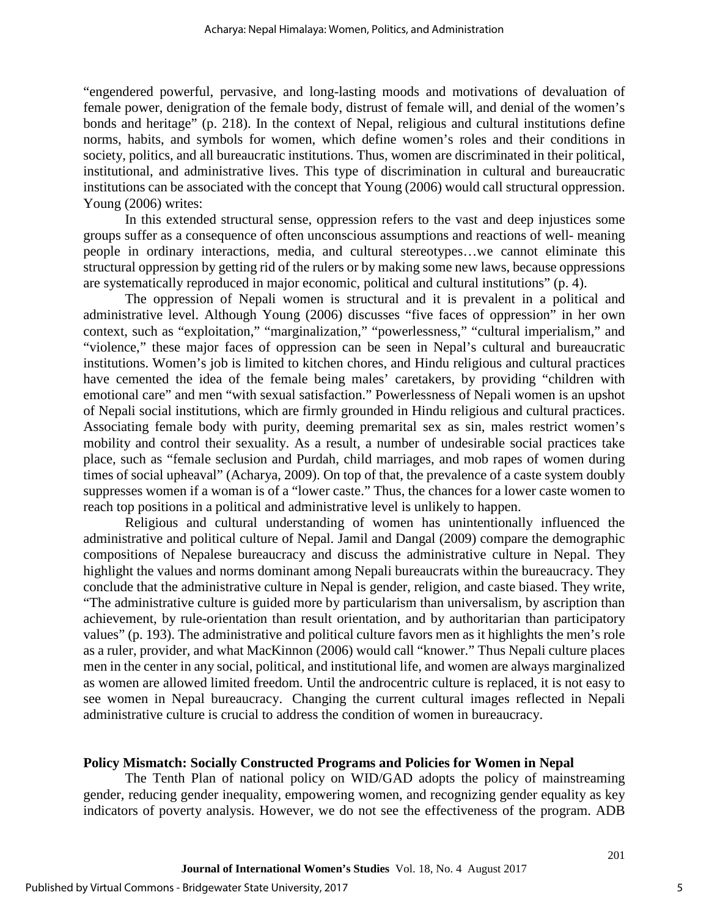"engendered powerful, pervasive, and long-lasting moods and motivations of devaluation of female power, denigration of the female body, distrust of female will, and denial of the women's bonds and heritage" (p. 218). In the context of Nepal, religious and cultural institutions define norms, habits, and symbols for women, which define women's roles and their conditions in society, politics, and all bureaucratic institutions. Thus, women are discriminated in their political, institutional, and administrative lives. This type of discrimination in cultural and bureaucratic institutions can be associated with the concept that Young (2006) would call structural oppression. Young (2006) writes:

In this extended structural sense, oppression refers to the vast and deep injustices some groups suffer as a consequence of often unconscious assumptions and reactions of well- meaning people in ordinary interactions, media, and cultural stereotypes…we cannot eliminate this structural oppression by getting rid of the rulers or by making some new laws, because oppressions are systematically reproduced in major economic, political and cultural institutions" (p. 4).

The oppression of Nepali women is structural and it is prevalent in a political and administrative level. Although Young (2006) discusses "five faces of oppression" in her own context, such as "exploitation," "marginalization," "powerlessness," "cultural imperialism," and "violence," these major faces of oppression can be seen in Nepal's cultural and bureaucratic institutions. Women's job is limited to kitchen chores, and Hindu religious and cultural practices have cemented the idea of the female being males' caretakers, by providing "children with emotional care" and men "with sexual satisfaction." Powerlessness of Nepali women is an upshot of Nepali social institutions, which are firmly grounded in Hindu religious and cultural practices. Associating female body with purity, deeming premarital sex as sin, males restrict women's mobility and control their sexuality. As a result, a number of undesirable social practices take place, such as "female seclusion and Purdah, child marriages, and mob rapes of women during times of social upheaval" (Acharya, 2009). On top of that, the prevalence of a caste system doubly suppresses women if a woman is of a "lower caste." Thus, the chances for a lower caste women to reach top positions in a political and administrative level is unlikely to happen.

Religious and cultural understanding of women has unintentionally influenced the administrative and political culture of Nepal. Jamil and Dangal (2009) compare the demographic compositions of Nepalese bureaucracy and discuss the administrative culture in Nepal. They highlight the values and norms dominant among Nepali bureaucrats within the bureaucracy. They conclude that the administrative culture in Nepal is gender, religion, and caste biased. They write, "The administrative culture is guided more by particularism than universalism, by ascription than achievement, by rule-orientation than result orientation, and by authoritarian than participatory values" (p. 193). The administrative and political culture favors men as it highlights the men's role as a ruler, provider, and what MacKinnon (2006) would call "knower." Thus Nepali culture places men in the center in any social, political, and institutional life, and women are always marginalized as women are allowed limited freedom. Until the androcentric culture is replaced, it is not easy to see women in Nepal bureaucracy. Changing the current cultural images reflected in Nepali administrative culture is crucial to address the condition of women in bureaucracy.

## Policy Mismatch: Socially Constructed Programs and Policies for Women in Nepal

The Tenth Plan of national policy on WID/GAD adopts the policy of mainstreaming gender, reducing gender inequality, empowering women, and recognizing gender equality as key indicators of poverty analysis. However, we do not see the effectiveness of the program. ADB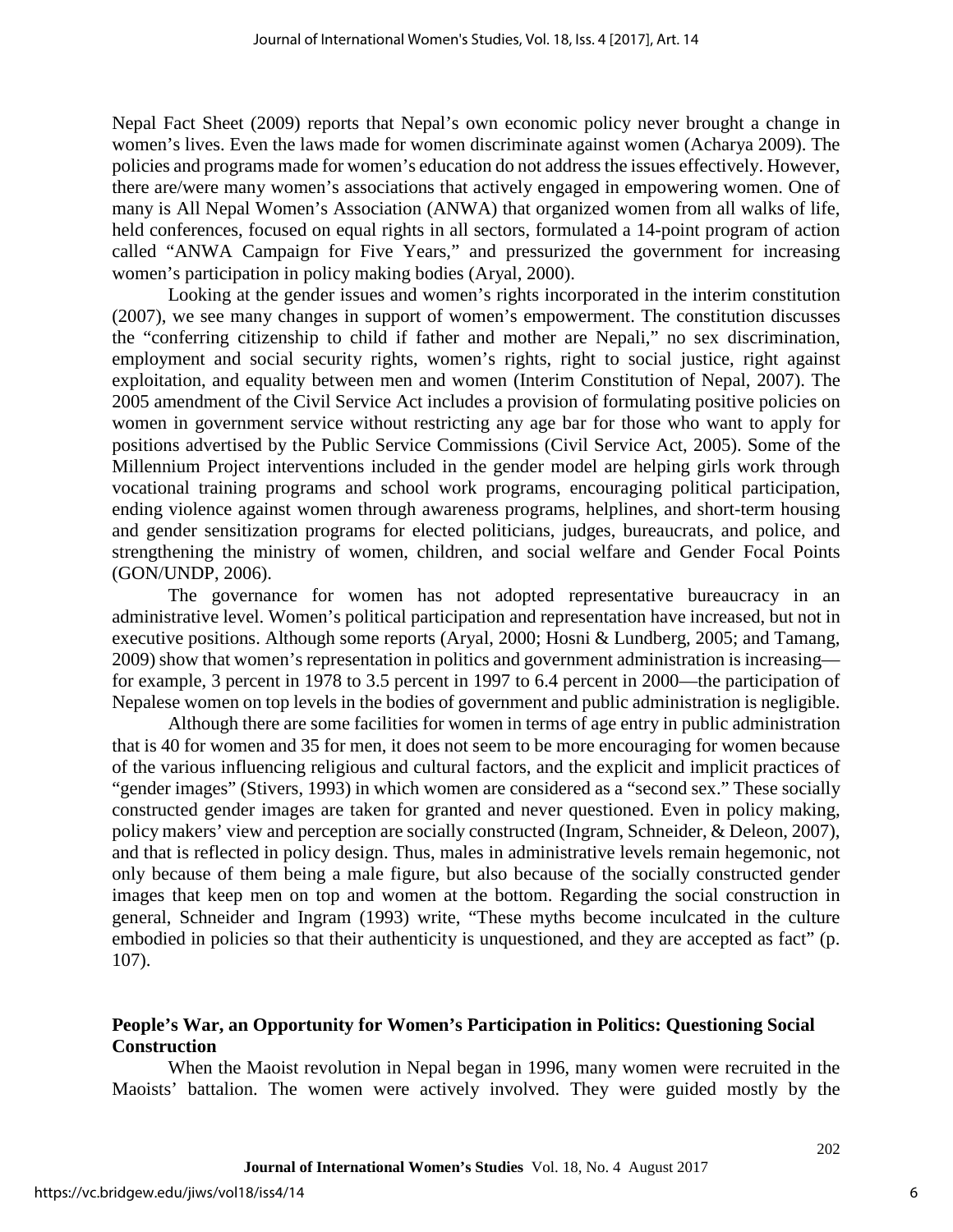Nepal Fact Sheet (2009) reports that Nepal's own economic policy never brought a change in women's lives. Even the laws made for women discriminate against women (Acharya 2009). The policies and programs made for women's education do not address the issues effectively. However, there are/were many women's associations that actively engaged in empowering women. One of many is All Nepal Women's Association (ANWA) that organized women from all walks of life, held conferences, focused on equal rights in all sectors, formulated a 14-point program of action called "ANWA Campaign for Five Years," and pressurized the government for increasing women's participation in policy making bodies (Aryal, 2000).

Looking at the gender issues and women's rights incorporated in the interim constitution (2007), we see many changes in support of women's empowerment. The constitution discusses the "conferring citizenship to child if father and mother are Nepali," no sex discrimination, employment and social security rights, women's rights, right to social justice, right against exploitation, and equality between men and women (Interim Constitution of Nepal, 2007). The 2005 amendment of the Civil Service Act includes a provision of formulating positive policies on women in government service without restricting any age bar for those who want to apply for positions advertised by the Public Service Commissions (Civil Service Act, 2005). Some of the Millennium Project interventions included in the gender model are helping girls work through vocational training programs and school work programs, encouraging political participation, ending violence against women through awareness programs, helplines, and short-term housing and gender sensitization programs for elected politicians, judges, bureaucrats, and police, and strengthening the ministry of women, children, and social welfare and Gender Focal Points (GON/UNDP, 2006).

The governance for women has not adopted representative bureaucracy in an administrative level. Women's political participation and representation have increased, but not in executive positions. Although some reports (Aryal, 2000; Hosni & Lundberg, 2005; and Tamang, 2009) show that women's representation in politics and government administration is increasing—for example, 3 percent in 1978 to 3.5 percent in 1997 to 6.4 percent in 2000—the participation of Nepalese women on top levels in the bodies of government and public administration is negligible.

Although there are some facilities for women in terms of age entry in public administration that is 40 for women and 35 for men, it does not seem to be more encouraging for women because of the various influencing religious and cultural factors, and the explicit and implicit practices of "gender images" (Stivers, 1993) in which women are considered as a "second sex." These socially constructed gender images are taken for granted and never questioned. Even in policy making, policy makers' view and perception are socially constructed (Ingram, Schneider, & Deleon, 2007), and that is reflected in policy design. Thus, males in administrative levels remain hegemonic, not only because of them being a male figure, but also because of the socially constructed gender images that keep men on top and women at the bottom. Regarding the social construction in general, Schneider and Ingram (1993) write, "These myths become inculcated in the culture embodied in policies so that their authenticity is unquestioned, and they are accepted as fact" (p. 107).

## People's War, an Opportunity for Women's Participation in Politics: Questioning Social Construction

When the Maoist revolution in Nepal began in 1996, many women were recruited in the Maoists' battalion. The women were actively involved. They were guided mostly by the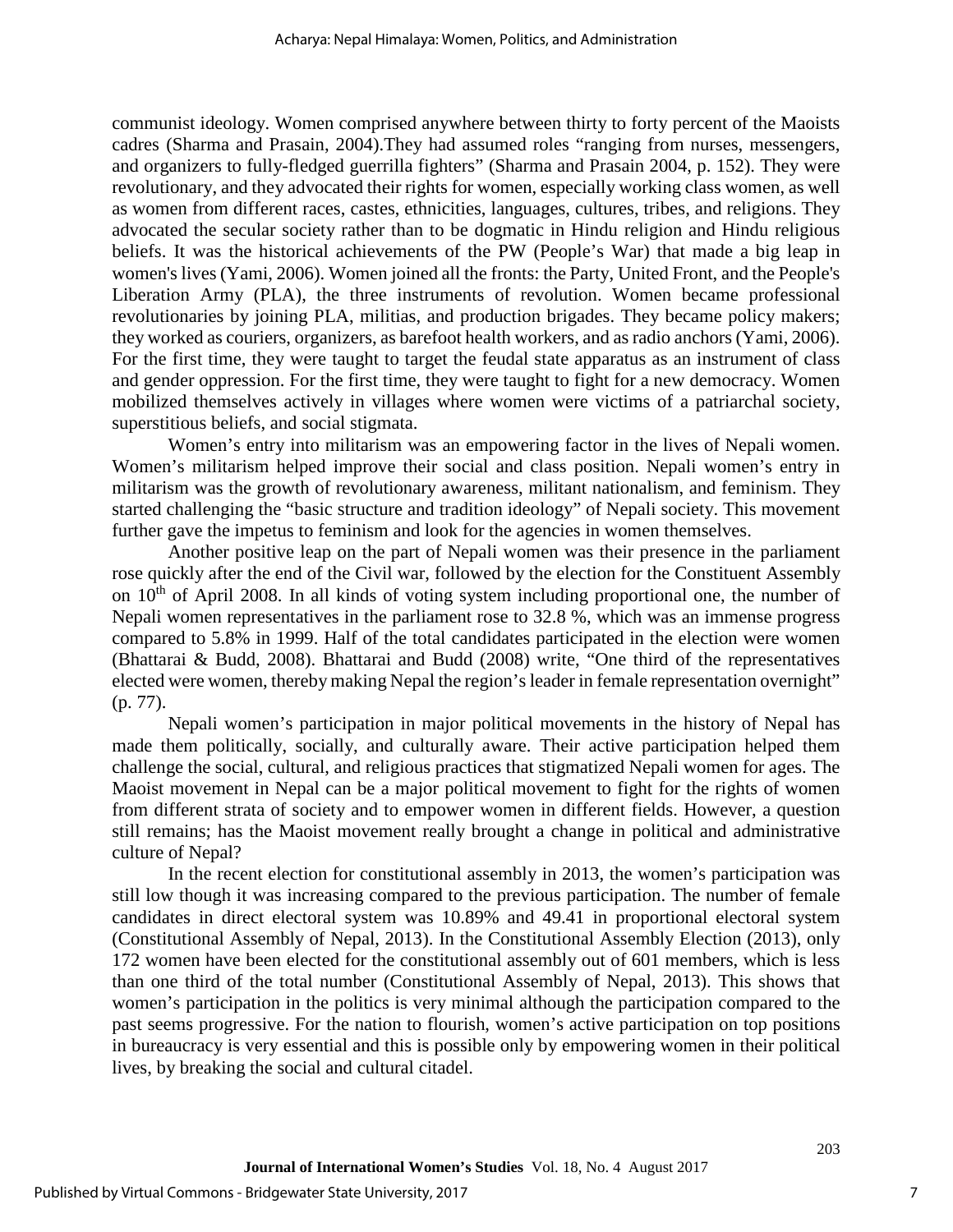communist ideology. Women comprised anywhere between thirty to forty percent of the Maoists cadres (Sharma and Prasain, 2004).They had assumed roles "ranging from nurses, messengers, and organizers to fully-fledged guerrilla fighters" (Sharma and Prasain 2004, p. 152). They were revolutionary, and they advocated their rights for women, especially working class women, as well as women from different races, castes, ethnicities, languages, cultures, tribes, and religions. They advocated the secular society rather than to be dogmatic in Hindu religion and Hindu religious beliefs. It was the historical achievements of the PW (People's War) that made a big leap in women's lives (Yami, 2006). Women joined all the fronts: the Party, United Front, and the People's Liberation Army (PLA), the three instruments of revolution. Women became professional revolutionaries by joining PLA, militias, and production brigades. They became policy makers; they worked as couriers, organizers, as barefoot health workers, and as radio anchors (Yami, 2006). For the first time, they were taught to target the feudal state apparatus as an instrument of class and gender oppression. For the first time, they were taught to fight for a new democracy. Women mobilized themselves actively in villages where women were victims of a patriarchal society, superstitious beliefs, and social stigmata.

Women's entry into militarism was an empowering factor in the lives of Nepali women. Women's militarism helped improve their social and class position. Nepali women's entry in militarism was the growth of revolutionary awareness, militant nationalism, and feminism. They started challenging the "basic structure and tradition ideology" of Nepali society. This movement further gave the impetus to feminism and look for the agencies in women themselves.

Another positive leap on the part of Nepali women was their presence in the parliament rose quickly after the end of the Civil war, followed by the election for the Constituent Assembly on 10th of April 2008. In all kinds of voting system including proportional one, the number of Nepali women representatives in the parliament rose to 32.8 %, which was an immense progress compared to 5.8% in 1999. Half of the total candidates participated in the election were women (Bhattarai & Budd, 2008). Bhattarai and Budd (2008) write, "One third of the representatives elected were women, thereby making Nepal the region's leader in female representation overnight" (p. 77).

Nepali women's participation in major political movements in the history of Nepal has made them politically, socially, and culturally aware. Their active participation helped them challenge the social, cultural, and religious practices that stigmatized Nepali women for ages. The Maoist movement in Nepal can be a major political movement to fight for the rights of women from different strata of society and to empower women in different fields. However, a question still remains; has the Maoist movement really brought a change in political and administrative culture of Nepal?

In the recent election for constitutional assembly in 2013, the women's participation was still low though it was increasing compared to the previous participation. The number of female candidates in direct electoral system was 10.89% and 49.41 in proportional electoral system (Constitutional Assembly of Nepal, 2013). In the Constitutional Assembly Election (2013), only 172 women have been elected for the constitutional assembly out of 601 members, which is less than one third of the total number (Constitutional Assembly of Nepal, 2013). This shows that women's participation in the politics is very minimal although the participation compared to the past seems progressive. For the nation to flourish, women's active participation on top positions in bureaucracy is very essential and this is possible only by empowering women in their political lives, by breaking the social and cultural citadel.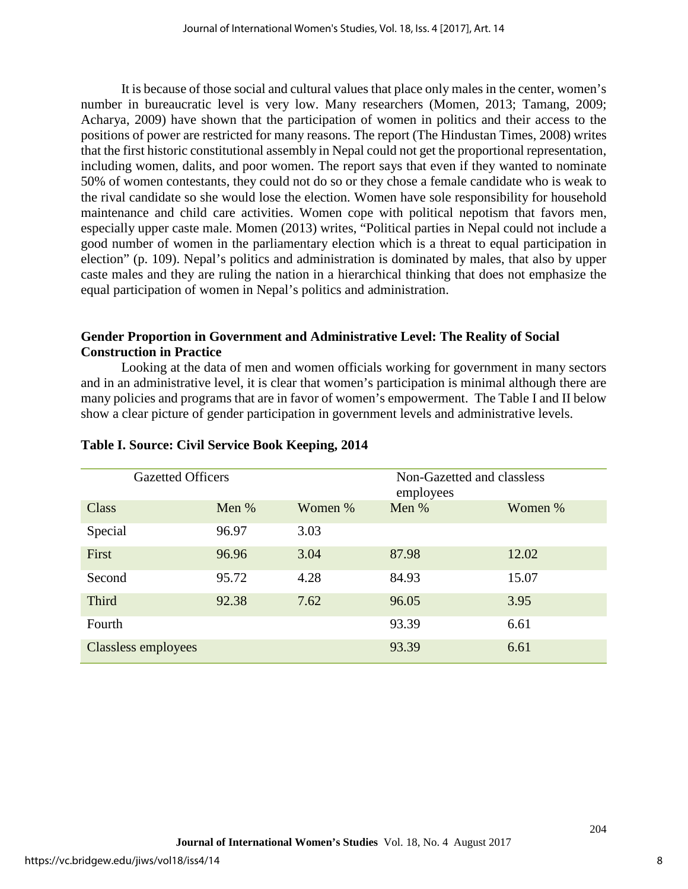It is because of those social and cultural values that place only males in the center, women's number in bureaucratic level is very low. Many researchers (Momen, 2013; Tamang, 2009; Acharya, 2009) have shown that the participation of women in politics and their access to the positions of power are restricted for many reasons. The report (The Hindustan Times, 2008) writes that the first historic constitutional assembly in Nepal could not get the proportional representation, including women, dalits, and poor women. The report says that even if they wanted to nominate 50% of women contestants, they could not do so or they chose a female candidate who is weak to the rival candidate so she would lose the election. Women have sole responsibility for household maintenance and child care activities. Women cope with political nepotism that favors men, especially upper caste male. Momen (2013) writes, "Political parties in Nepal could not include a good number of women in the parliamentary election which is a threat to equal participation in election" (p. 109). Nepal's politics and administration is dominated by males, that also by upper caste males and they are ruling the nation in a hierarchical thinking that does not emphasize the equal participation of women in Nepal's politics and administration.

**Gender Proportion in Government and Administrative Level: The Reality of Social Construction in Practice**

Looking at the data of men and women officials working for government in many sectors and in an administrative level, it is clear that women's participation is minimal although there are many policies and programs that are in favor of women's empowerment. The Table I and II below show a clear picture of gender participation in government levels and administrative levels.

**Table I. Source: Civil Service Book Keeping, 2014**

| Gazetted Officers | | | Non-Gazetted and classless employees | |
|---|---|---|---|---|
| Class | Men % | Women % | Men % | Women % |
| Special | 96.97 | 3.03 | | |
| First | 96.96 | 3.04 | 87.98 | 12.02 |
| Second | 95.72 | 4.28 | 84.93 | 15.07 |
| Third | 92.38 | 7.62 | 96.05 | 3.95 |
| Fourth | | | 93.39 | 6.61 |
| Classless employees | | | 93.39 | 6.61 |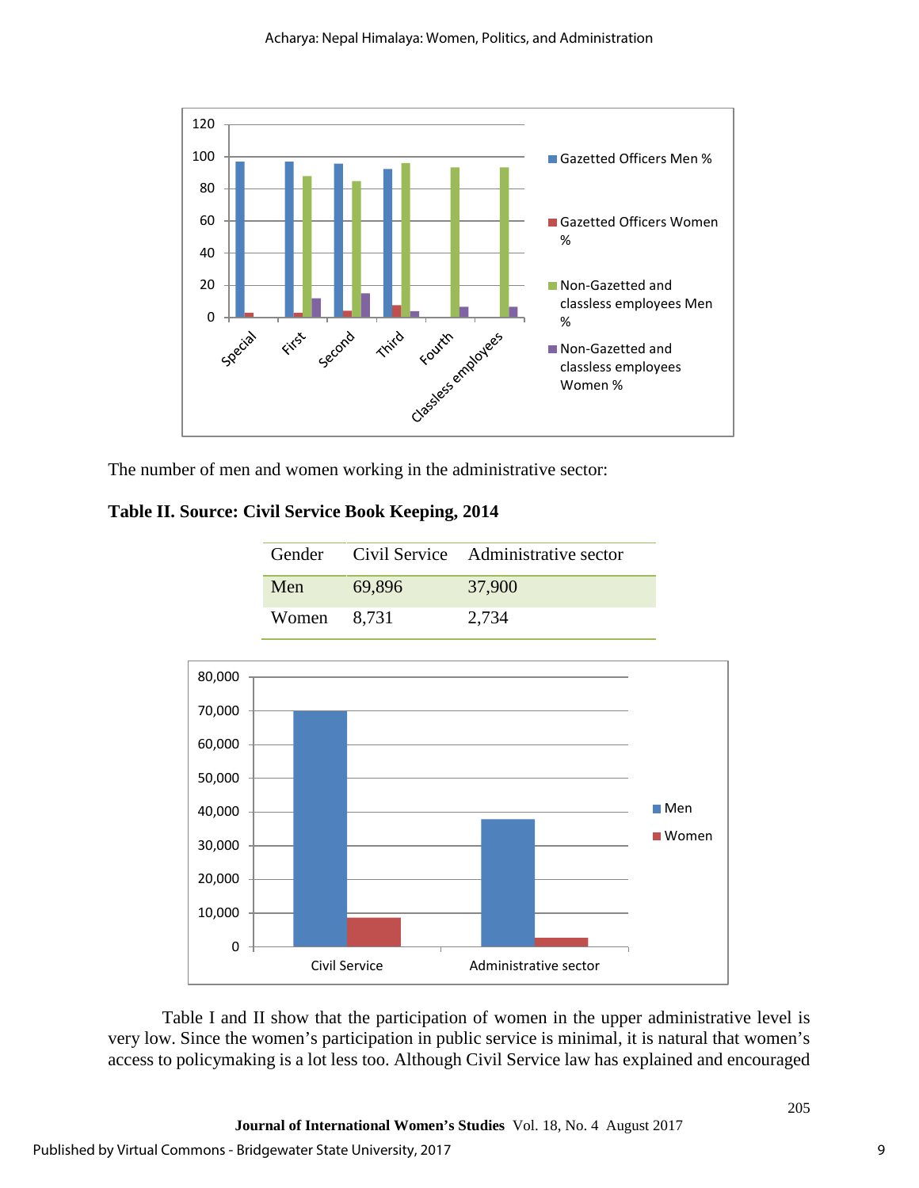The number of men and women working in the administrative sector:

**Table II. Source: Civil Service Book Keeping, 2014**

| Gender | Civil Service | Administrative sector |
|---|---|---|
| Men | 69,896 | 37,900 |
| Women | 8,731 | 2,734 |

Table I and II show that the participation of women in the upper administrative level is very low. Since the women's participation in public service is minimal, it is natural that women's access to policymaking is a lot less too. Although Civil Service law has explained and encouraged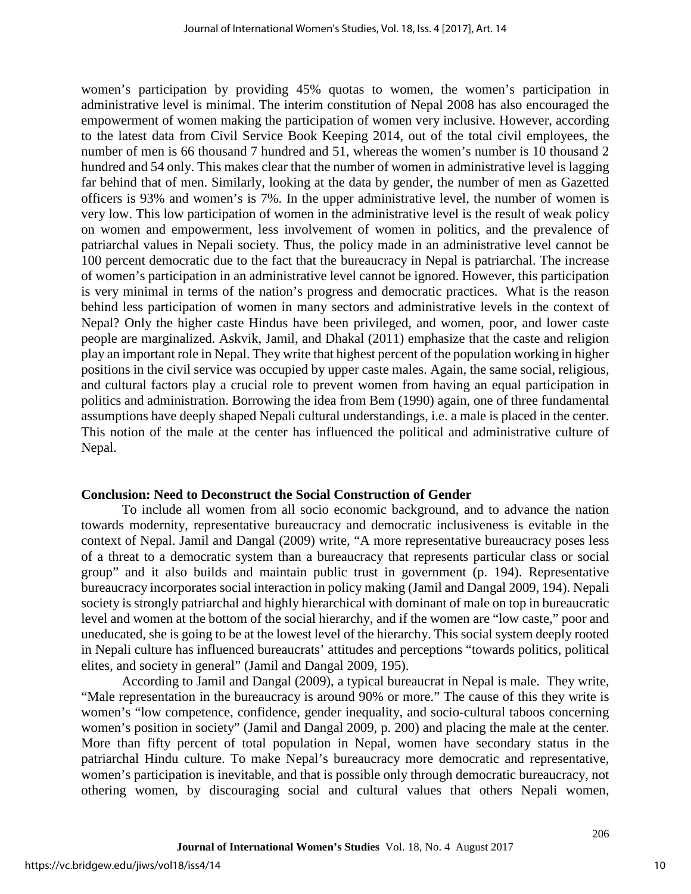women's participation by providing 45% quotas to women, the women's participation in administrative level is minimal. The interim constitution of Nepal 2008 has also encouraged the empowerment of women making the participation of women very inclusive. However, according to the latest data from Civil Service Book Keeping 2014, out of the total civil employees, the number of men is 66 thousand 7 hundred and 51, whereas the women's number is 10 thousand 2 hundred and 54 only. This makes clear that the number of women in administrative level is lagging far behind that of men. Similarly, looking at the data by gender, the number of men as Gazetted officers is 93% and women's is 7%. In the upper administrative level, the number of women is very low. This low participation of women in the administrative level is the result of weak policy on women and empowerment, less involvement of women in politics, and the prevalence of patriarchal values in Nepali society. Thus, the policy made in an administrative level cannot be 100 percent democratic due to the fact that the bureaucracy in Nepal is patriarchal. The increase of women's participation in an administrative level cannot be ignored. However, this participation is very minimal in terms of the nation's progress and democratic practices. What is the reason behind less participation of women in many sectors and administrative levels in the context of Nepal? Only the higher caste Hindus have been privileged, and women, poor, and lower caste people are marginalized. Askvik, Jamil, and Dhakal (2011) emphasize that the caste and religion play an important role in Nepal. They write that highest percent of the population working in higher positions in the civil service was occupied by upper caste males. Again, the same social, religious, and cultural factors play a crucial role to prevent women from having an equal participation in politics and administration. Borrowing the idea from Bem (1990) again, one of three fundamental assumptions have deeply shaped Nepali cultural understandings, i.e. a male is placed in the center. This notion of the male at the center has influenced the political and administrative culture of Nepal.

## Conclusion: Need to Deconstruct the Social Construction of Gender

To include all women from all socio economic background, and to advance the nation towards modernity, representative bureaucracy and democratic inclusiveness is evitable in the context of Nepal. Jamil and Dangal (2009) write, "A more representative bureaucracy poses less of a threat to a democratic system than a bureaucracy that represents particular class or social group" and it also builds and maintain public trust in government (p. 194). Representative bureaucracy incorporates social interaction in policy making (Jamil and Dangal 2009, 194). Nepali society is strongly patriarchal and highly hierarchical with dominant of male on top in bureaucratic level and women at the bottom of the social hierarchy, and if the women are "low caste," poor and uneducated, she is going to be at the lowest level of the hierarchy. This social system deeply rooted in Nepali culture has influenced bureaucrats' attitudes and perceptions "towards politics, political elites, and society in general" (Jamil and Dangal 2009, 195).

According to Jamil and Dangal (2009), a typical bureaucrat in Nepal is male. They write, "Male representation in the bureaucracy is around 90% or more." The cause of this they write is women's "low competence, confidence, gender inequality, and socio-cultural taboos concerning women's position in society" (Jamil and Dangal 2009, p. 200) and placing the male at the center. More than fifty percent of total population in Nepal, women have secondary status in the patriarchal Hindu culture. To make Nepal's bureaucracy more democratic and representative, women's participation is inevitable, and that is possible only through democratic bureaucracy, not othering women, by discouraging social and cultural values that others Nepali women,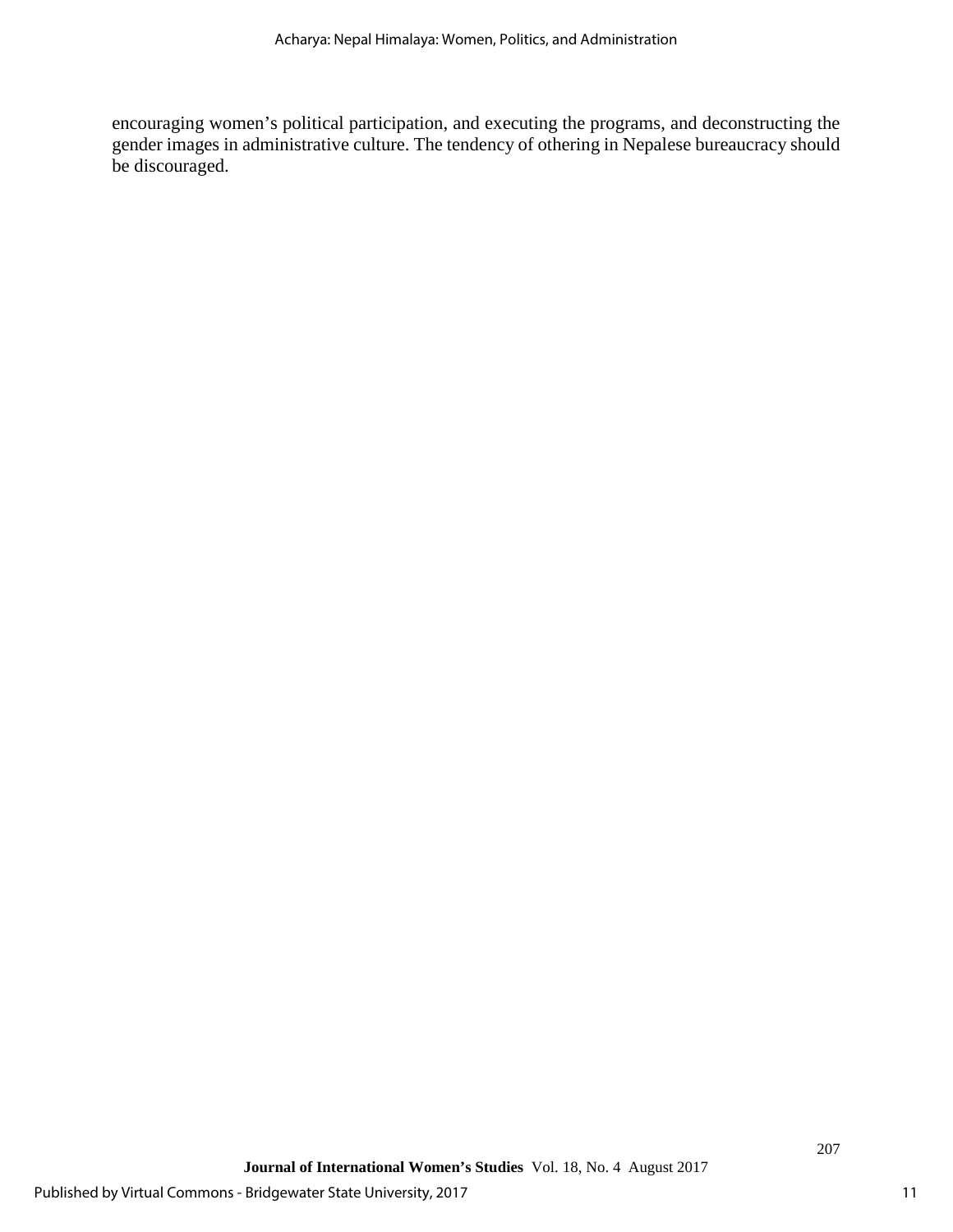encouraging women's political participation, and executing the programs, and deconstructing the gender images in administrative culture. The tendency of othering in Nepalese bureaucracy should be discouraged.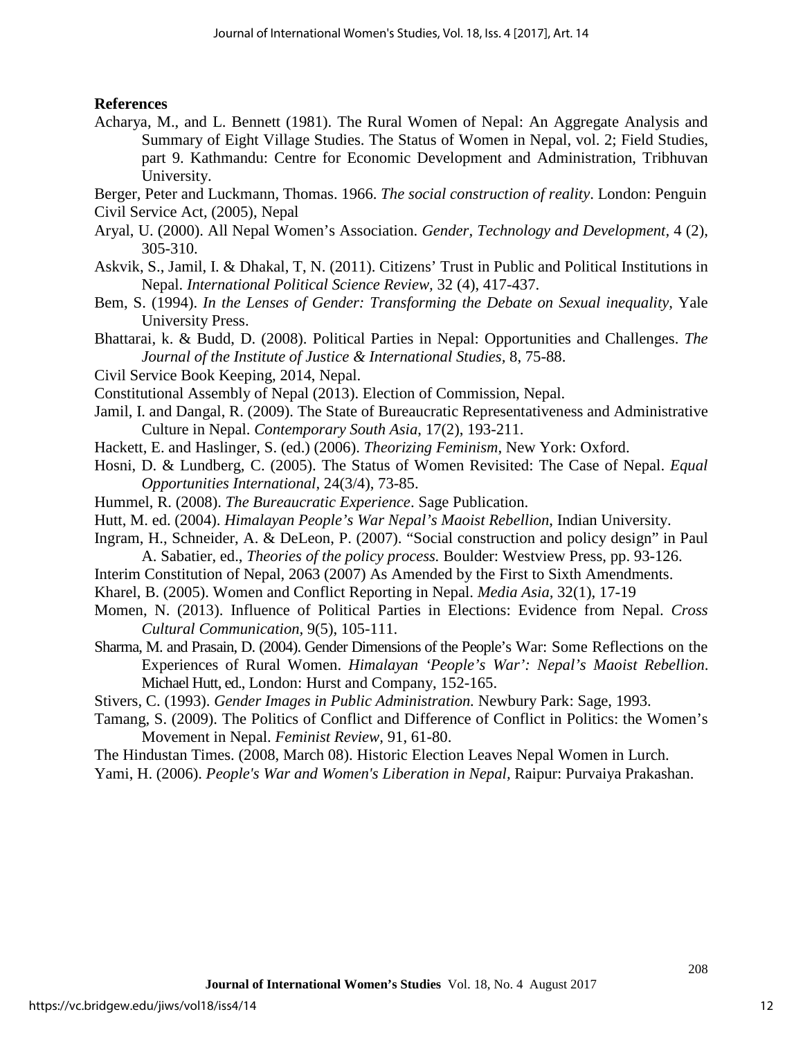**References**

Acharya, M., and L. Bennett (1981). The Rural Women of Nepal: An Aggregate Analysis and Summary of Eight Village Studies. The Status of Women in Nepal, vol. 2; Field Studies, part 9. Kathmandu: Centre for Economic Development and Administration, Tribhuvan University.

Berger, Peter and Luckmann, Thomas. 1966. *The social construction of reality*. London: Penguin

Civil Service Act, (2005), Nepal

Aryal, U. (2000). All Nepal Women's Association. *Gender, Technology and Development*, 4 (2), 305-310.

Askvik, S., Jamil, I. & Dhakal, T, N. (2011). Citizens' Trust in Public and Political Institutions in Nepal. *International Political Science Review*, 32 (4), 417-437.

Bem, S. (1994). *In the Lenses of Gender: Transforming the Debate on Sexual inequality*, Yale University Press.

Bhattarai, k. & Budd, D. (2008). Political Parties in Nepal: Opportunities and Challenges. *The Journal of the Institute of Justice & International Studies*, 8, 75-88.

Civil Service Book Keeping, 2014, Nepal.

Constitutional Assembly of Nepal (2013). Election of Commission, Nepal.

Jamil, I. and Dangal, R. (2009). The State of Bureaucratic Representativeness and Administrative Culture in Nepal. *Contemporary South Asia*, 17(2), 193-211.

Hackett, E. and Haslinger, S. (ed.) (2006). *Theorizing Feminism*, New York: Oxford.

Hosni, D. & Lundberg, C. (2005). The Status of Women Revisited: The Case of Nepal. *Equal Opportunities International*, 24(3/4), 73-85.

Hummel, R. (2008). *The Bureaucratic Experience*. Sage Publication.

Hutt, M. ed. (2004). *Himalayan People's War Nepal's Maoist Rebellion*, Indian University.

Ingram, H., Schneider, A. & DeLeon, P. (2007). "Social construction and policy design" in Paul A. Sabatier, ed., *Theories of the policy process.* Boulder: Westview Press, pp. 93-126.

Interim Constitution of Nepal, 2063 (2007) As Amended by the First to Sixth Amendments.

Kharel, B. (2005). Women and Conflict Reporting in Nepal. *Media Asia*, 32(1), 17-19

Momen, N. (2013). Influence of Political Parties in Elections: Evidence from Nepal. *Cross Cultural Communication*, 9(5), 105-111.

Sharma, M. and Prasain, D. (2004). Gender Dimensions of the People's War: Some Reflections on the Experiences of Rural Women. *Himalayan 'People's War': Nepal's Maoist Rebellion*. Michael Hutt, ed., London: Hurst and Company, 152-165.

Stivers, C. (1993). *Gender Images in Public Administration*. Newbury Park: Sage, 1993.

Tamang, S. (2009). The Politics of Conflict and Difference of Conflict in Politics: the Women's Movement in Nepal. *Feminist Review*, 91, 61-80.

The Hindustan Times. (2008, March 08). Historic Election Leaves Nepal Women in Lurch.

Yami, H. (2006). *People's War and Women's Liberation in Nepal*, Raipur: Purvaiya Prakashan.